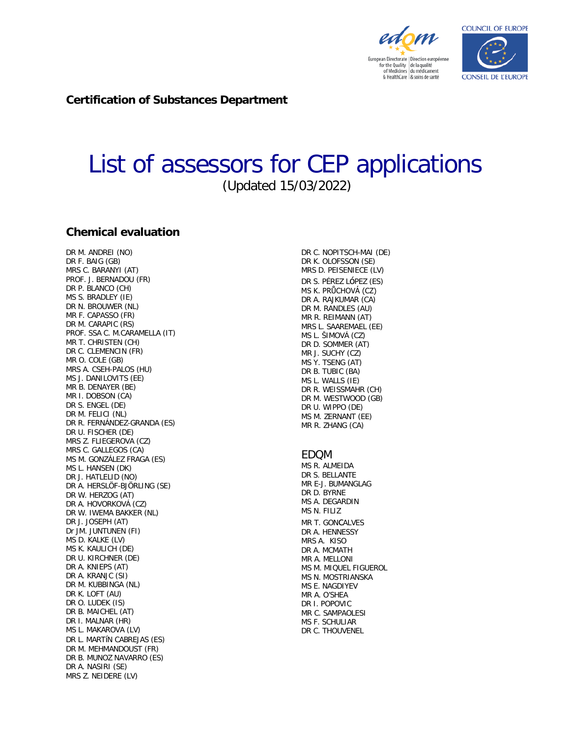**Certification of Substances Department**

# List of assessors for CEP applications

(Updated 15/03/2022)

## Chemical evaluation

DR M. ANDREI (NO)
DR F. BAIG (GB)
MRS C. BARANYI (AT)
PROF. J. BERNADOU (FR)
DR P. BLANCO (CH)
MS S. BRADLEY (IE)
DR N. BROUWER (NL)
MR F. CAPASSO (FR)
DR M. CARAPIC (RS)
PROF. SSA C. M.CARAMELLA (IT)
MR T. CHRISTEN (CH)
DR C. CLEMENCIN (FR)
MR O. COLE (GB)
MRS A. CSEH-PALOS (HU)
MS J. DANILOVITS (EE)
MR B. DENAYER (BE)
MR I. DOBSON (CA)
DR S. ENGEL (DE)
DR M. FELICI (NL)
DR R. FERNÁNDEZ-GRANDA (ES)
DR U. FISCHER (DE)
MRS Z. FLIEGEROVA (CZ)
MRS C. GALLEGOS (CA)
MS M. GONZÁLEZ FRAGA (ES)
MS L. HANSEN (DK)
DR J. HATLELID (NO)
DR A. HERSLÖF-BJÖRLING (SE)
DR W. HERZOG (AT)
DR A. HOVORKOVÁ (CZ)
DR W. IWEMA BAKKER (NL)
DR J. JOSEPH (AT)
Dr JM. JUNTUNEN (FI)
MS D. KALKE (LV)
MS K. KAULICH (DE)
DR U. KIRCHNER (DE)
DR A. KNIEPS (AT)
DR A. KRANJC (SI)
DR M. KUBBINGA (NL)
DR K. LOFT (AU)
DR O. LUDEK (IS)
DR B. MAICHEL (AT)
DR I. MALNAR (HR)
MS L. MAKAROVA (LV)
DR L. MARTÍN CABREJAS (ES)
DR M. MEHMANDOUST (FR)
DR B. MUNOZ NAVARRO (ES)
DR A. NASIRI (SE)
MRS Z. NEIDERE (LV)
DR C. NOPITSCH-MAI (DE)
DR K. OLOFSSON (SE)
MRS D. PEISENIECE (LV)
DR S. PÉREZ LÓPEZ (ES)
MS K. PRŮCHOVÁ (CZ)
DR A. RAJKUMAR (CA)
DR M. RANDLES (AU)
MR R. REIMANN (AT)
MRS L. SAAREMAEL (EE)
MS L. ŠIMOVÁ (CZ)
DR D. SOMMER (AT)
MR J. SUCHY (CZ)
MS Y. TSENG (AT)
DR B. TUBIC (BA)
MS L. WALLS (IE)
DR R. WEISSMAHR (CH)
DR M. WESTWOOD (GB)
DR U. WIPPO (DE)
MS M. ZERNANT (EE)
MR R. ZHANG (CA)

## EDQM

MS R. ALMEIDA
DR S. BELLANTE
MR E-J. BUMANGLAG
DR D. BYRNE
MS A. DEGARDIN
MS N. FILIZ
MR T. GONCALVES
DR A. HENNESSY
MRS A. KISO
DR A. MCMATH
MR A. MELLONI
MS M. MIQUEL FIGUEROL
MS N. MOSTRIANSKA
MS E. NAGDIYEV
MR A. O'SHEA
DR I. POPOVIC
MR C. SAMPAOLESI
MS F. SCHULIAR
DR C. THOUVENEL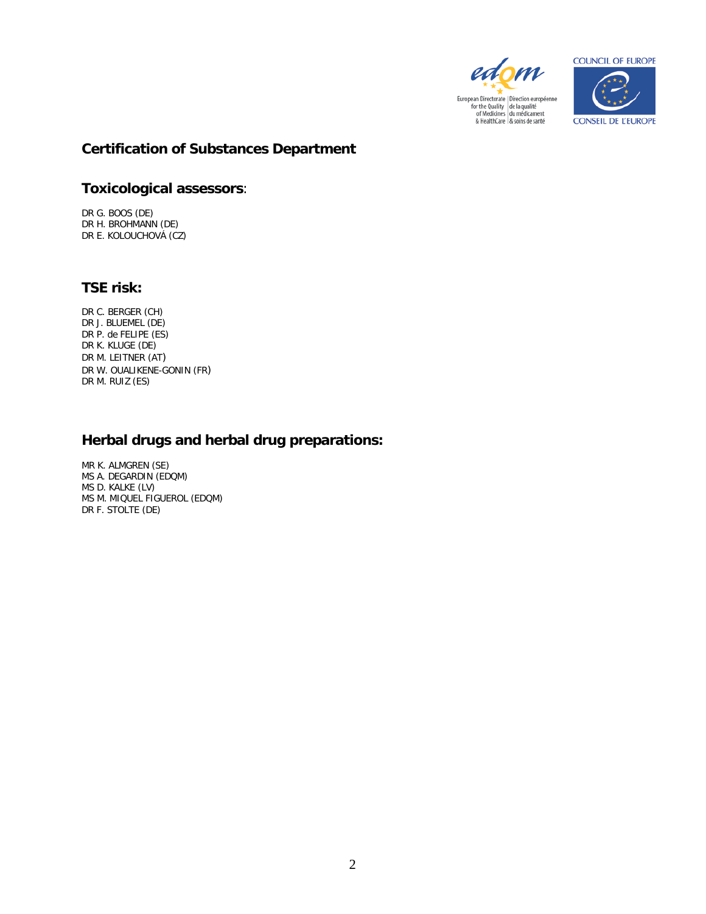## Certification of Substances Department

### Toxicological assessors:

DR G. BOOS (DE)
DR H. BROHMANN (DE)
DR E. KOLOUCHOVÁ (CZ)

### TSE risk:

DR C. BERGER (CH)
DR J. BLUEMEL (DE)
DR P. de FELIPE (ES)
DR K. KLUGE (DE)
DR M. LEITNER (AT)
DR W. OUALIKENE-GONIN (FR)
DR M. RUIZ (ES)

### Herbal drugs and herbal drug preparations:

MR K. ALMGREN (SE)
MS A. DEGARDIN (EDQM)
MS D. KALKE (LV)
MS M. MIQUEL FIGUEROL (EDQM)
DR F. STOLTE (DE)